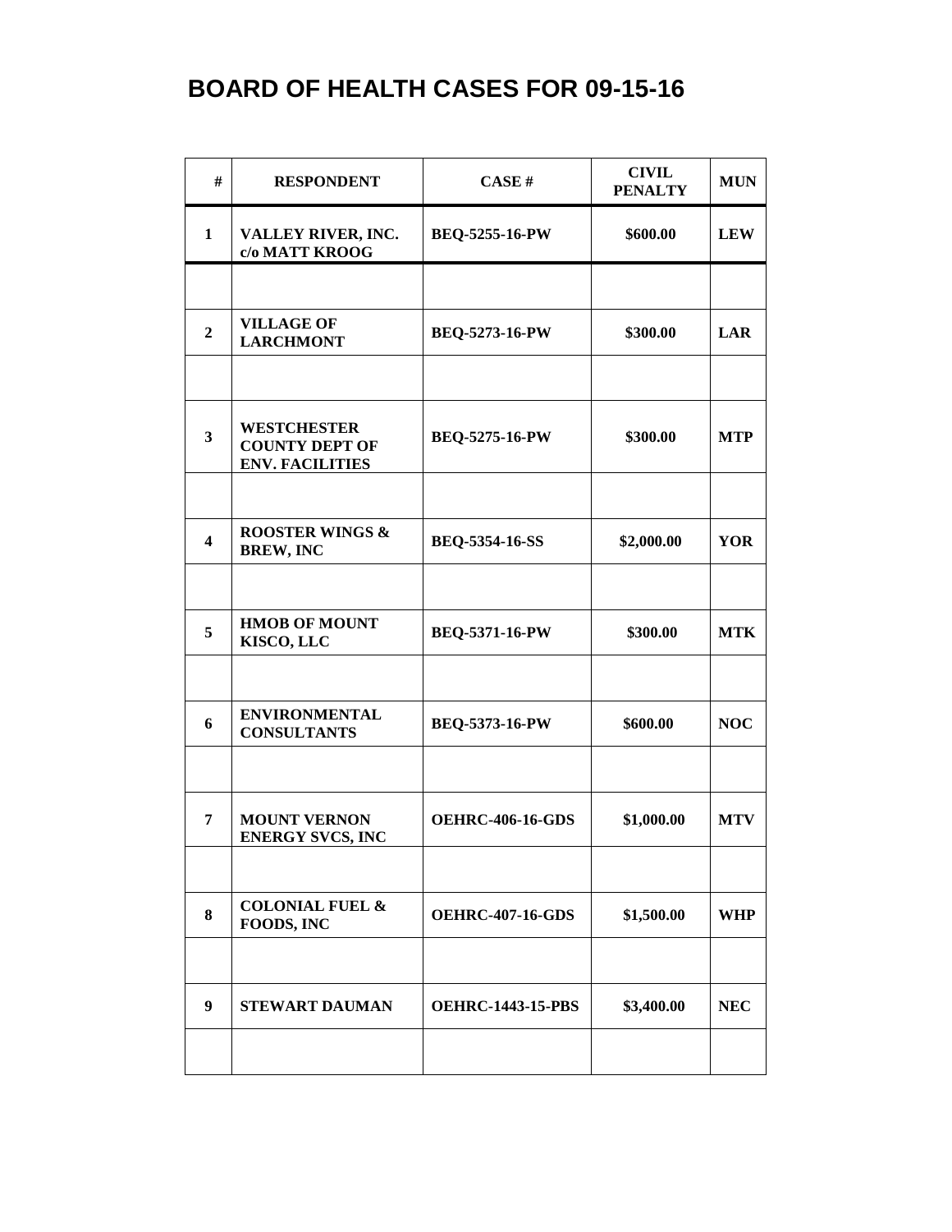# BOARD OF HEALTH CASES FOR 09-15-16

| # | RESPONDENT | CASE # | CIVIL PENALTY | MUN |
|---|---|---|---|---|
| 1 | VALLEY RIVER, INC. c/o MATT KROOG | BEQ-5255-16-PW | $600.00 | LEW |
| | | | | |
| 2 | VILLAGE OF LARCHMONT | BEQ-5273-16-PW | $300.00 | LAR |
| | | | | |
| 3 | WESTCHESTER COUNTY DEPT OF ENV. FACILITIES | BEQ-5275-16-PW | $300.00 | MTP |
| | | | | |
| 4 | ROOSTER WINGS & BREW, INC | BEQ-5354-16-SS | $2,000.00 | YOR |
| | | | | |
| 5 | HMOB OF MOUNT KISCO, LLC | BEQ-5371-16-PW | $300.00 | MTK |
| | | | | |
| 6 | ENVIRONMENTAL CONSULTANTS | BEQ-5373-16-PW | $600.00 | NOC |
| | | | | |
| 7 | MOUNT VERNON ENERGY SVCS, INC | OEHRC-406-16-GDS | $1,000.00 | MTV |
| | | | | |
| 8 | COLONIAL FUEL & FOODS, INC | OEHRC-407-16-GDS | $1,500.00 | WHP |
| | | | | |
| 9 | STEWART DAUMAN | OEHRC-1443-15-PBS | $3,400.00 | NEC |
| | | | | |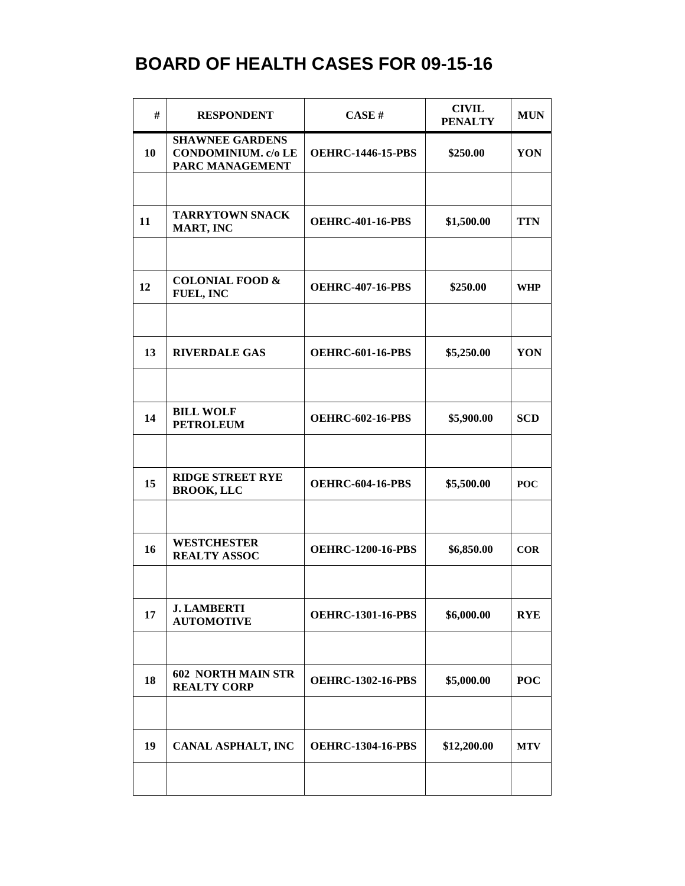# BOARD OF HEALTH CASES FOR 09-15-16

| # | RESPONDENT | CASE # | CIVIL PENALTY | MUN |
|---|---|---|---|---|
| 10 | SHAWNEE GARDENS CONDOMINIUM. c/o LE PARC MANAGEMENT | OEHRC-1446-15-PBS | \$250.00 | YON |
| | | | | |
| 11 | TARRYTOWN SNACK MART, INC | OEHRC-401-16-PBS | \$1,500.00 | TTN |
| | | | | |
| 12 | COLONIAL FOOD & FUEL, INC | OEHRC-407-16-PBS | \$250.00 | WHP |
| | | | | |
| 13 | RIVERDALE GAS | OEHRC-601-16-PBS | \$5,250.00 | YON |
| | | | | |
| 14 | BILL WOLF PETROLEUM | OEHRC-602-16-PBS | \$5,900.00 | SCD |
| | | | | |
| 15 | RIDGE STREET RYE BROOK, LLC | OEHRC-604-16-PBS | \$5,500.00 | POC |
| | | | | |
| 16 | WESTCHESTER REALTY ASSOC | OEHRC-1200-16-PBS | \$6,850.00 | COR |
| | | | | |
| 17 | J. LAMBERTI AUTOMOTIVE | OEHRC-1301-16-PBS | \$6,000.00 | RYE |
| | | | | |
| 18 | 602 NORTH MAIN STR REALTY CORP | OEHRC-1302-16-PBS | \$5,000.00 | POC |
| | | | | |
| 19 | CANAL ASPHALT, INC | OEHRC-1304-16-PBS | \$12,200.00 | MTV |
| | | | | |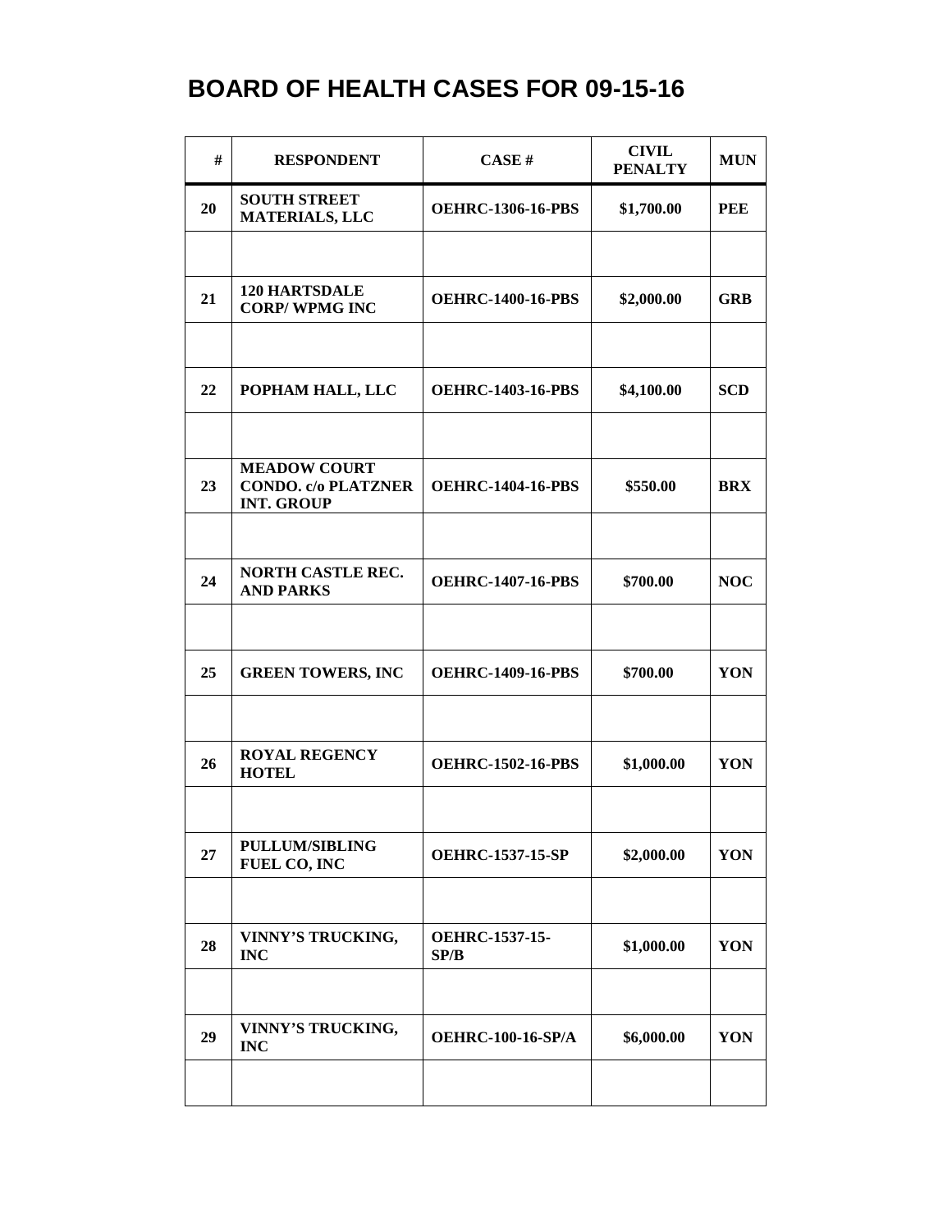# BOARD OF HEALTH CASES FOR 09-15-16

| # | RESPONDENT | CASE # | CIVIL PENALTY | MUN |
|---|---|---|---|---|
| 20 | SOUTH STREET MATERIALS, LLC | OEHRC-1306-16-PBS | $1,700.00 | PEE |
| | | | | |
| 21 | 120 HARTSDALE CORP/ WPMG INC | OEHRC-1400-16-PBS | $2,000.00 | GRB |
| | | | | |
| 22 | POPHAM HALL, LLC | OEHRC-1403-16-PBS | $4,100.00 | SCD |
| | | | | |
| 23 | MEADOW COURT CONDO. c/o PLATZNER INT. GROUP | OEHRC-1404-16-PBS | $550.00 | BRX |
| | | | | |
| 24 | NORTH CASTLE REC. AND PARKS | OEHRC-1407-16-PBS | $700.00 | NOC |
| | | | | |
| 25 | GREEN TOWERS, INC | OEHRC-1409-16-PBS | $700.00 | YON |
| | | | | |
| 26 | ROYAL REGENCY HOTEL | OEHRC-1502-16-PBS | $1,000.00 | YON |
| | | | | |
| 27 | PULLUM/SIBLING FUEL CO, INC | OEHRC-1537-15-SP | $2,000.00 | YON |
| | | | | |
| 28 | VINNY'S TRUCKING, INC | OEHRC-1537-15-SP/B | $1,000.00 | YON |
| | | | | |
| 29 | VINNY'S TRUCKING, INC | OEHRC-100-16-SP/A | $6,000.00 | YON |
| | | | | |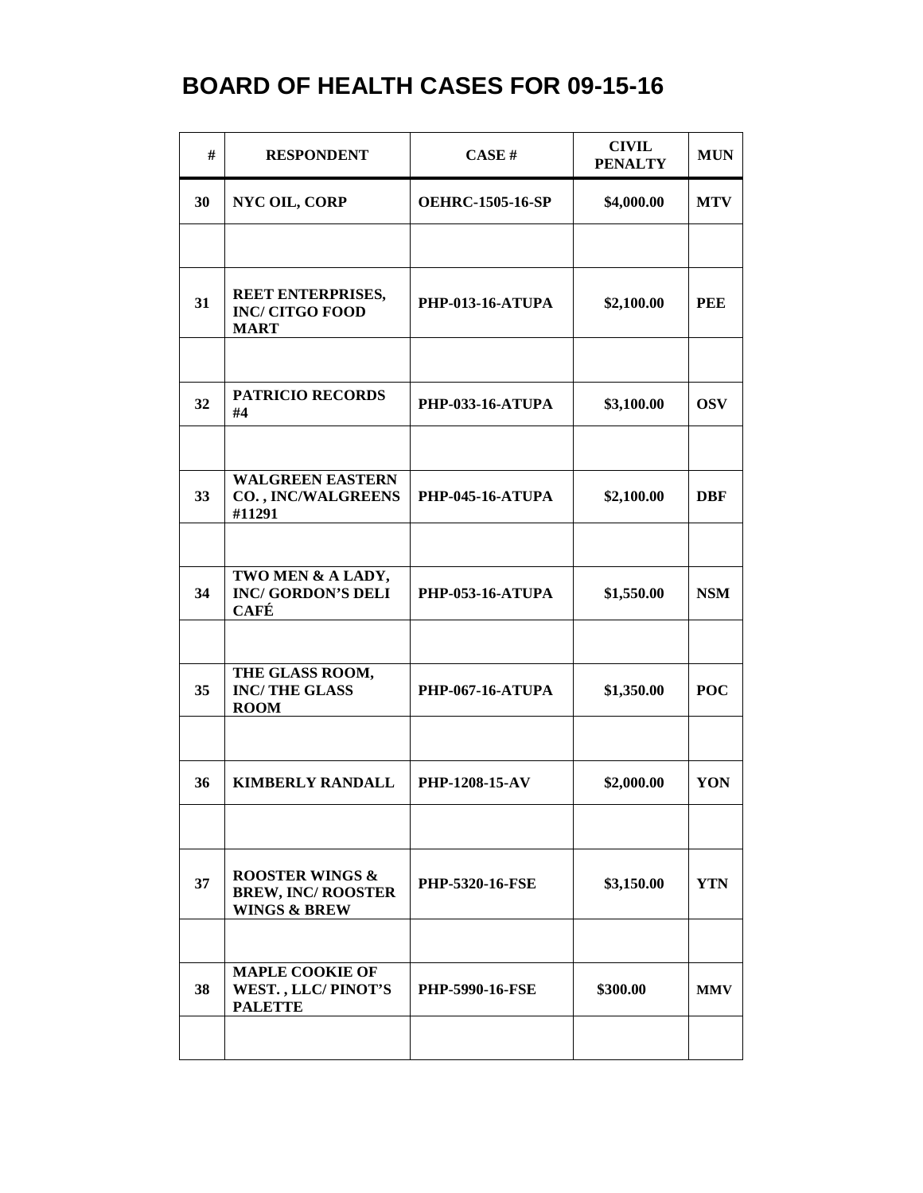# BOARD OF HEALTH CASES FOR 09-15-16

| # | RESPONDENT | CASE # | CIVIL PENALTY | MUN |
|---|---|---|---|---|
| 30 | NYC OIL, CORP | OEHRC-1505-16-SP | $4,000.00 | MTV |
| | | | | |
| 31 | REET ENTERPRISES, INC/ CITGO FOOD MART | PHP-013-16-ATUPA | $2,100.00 | PEE |
| | | | | |
| 32 | PATRICIO RECORDS #4 | PHP-033-16-ATUPA | $3,100.00 | OSV |
| | | | | |
| 33 | WALGREEN EASTERN CO. , INC/WALGREENS #11291 | PHP-045-16-ATUPA | $2,100.00 | DBF |
| | | | | |
| 34 | TWO MEN & A LADY, INC/ GORDON'S DELI CAFÉ | PHP-053-16-ATUPA | $1,550.00 | NSM |
| | | | | |
| 35 | THE GLASS ROOM, INC/ THE GLASS ROOM | PHP-067-16-ATUPA | $1,350.00 | POC |
| | | | | |
| 36 | KIMBERLY RANDALL | PHP-1208-15-AV | $2,000.00 | YON |
| | | | | |
| 37 | ROOSTER WINGS & BREW, INC/ ROOSTER WINGS & BREW | PHP-5320-16-FSE | $3,150.00 | YTN |
| | | | | |
| 38 | MAPLE COOKIE OF WEST. , LLC/ PINOT'S PALETTE | PHP-5990-16-FSE | $300.00 | MMV |
| | | | | |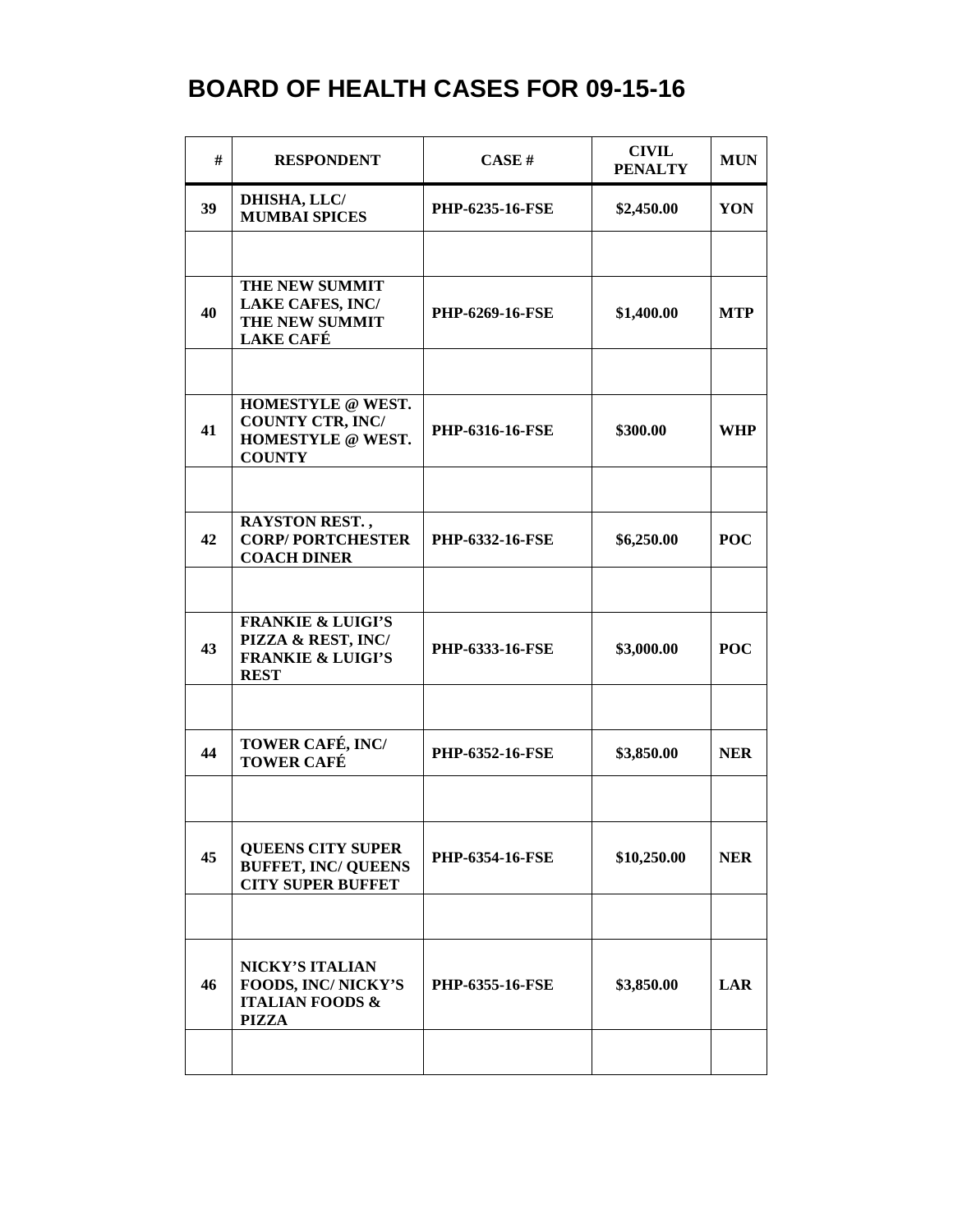# BOARD OF HEALTH CASES FOR 09-15-16

| # | RESPONDENT | CASE # | CIVIL PENALTY | MUN |
|---|---|---|---|---|
| 39 | DHISHA, LLC/ MUMBAI SPICES | PHP-6235-16-FSE | $2,450.00 | YON |
| | | | | |
| 40 | THE NEW SUMMIT LAKE CAFES, INC/ THE NEW SUMMIT LAKE CAFÉ | PHP-6269-16-FSE | $1,400.00 | MTP |
| | | | | |
| 41 | HOMESTYLE @ WEST. COUNTY CTR, INC/ HOMESTYLE @ WEST. COUNTY | PHP-6316-16-FSE | $300.00 | WHP |
| | | | | |
| 42 | RAYSTON REST. , CORP/ PORTCHESTER COACH DINER | PHP-6332-16-FSE | $6,250.00 | POC |
| | | | | |
| 43 | FRANKIE & LUIGI'S PIZZA & REST, INC/ FRANKIE & LUIGI'S REST | PHP-6333-16-FSE | $3,000.00 | POC |
| | | | | |
| 44 | TOWER CAFÉ, INC/ TOWER CAFÉ | PHP-6352-16-FSE | $3,850.00 | NER |
| | | | | |
| 45 | QUEENS CITY SUPER BUFFET, INC/ QUEENS CITY SUPER BUFFET | PHP-6354-16-FSE | $10,250.00 | NER |
| | | | | |
| 46 | NICKY'S ITALIAN FOODS, INC/ NICKY'S ITALIAN FOODS & PIZZA | PHP-6355-16-FSE | $3,850.00 | LAR |
| | | | | |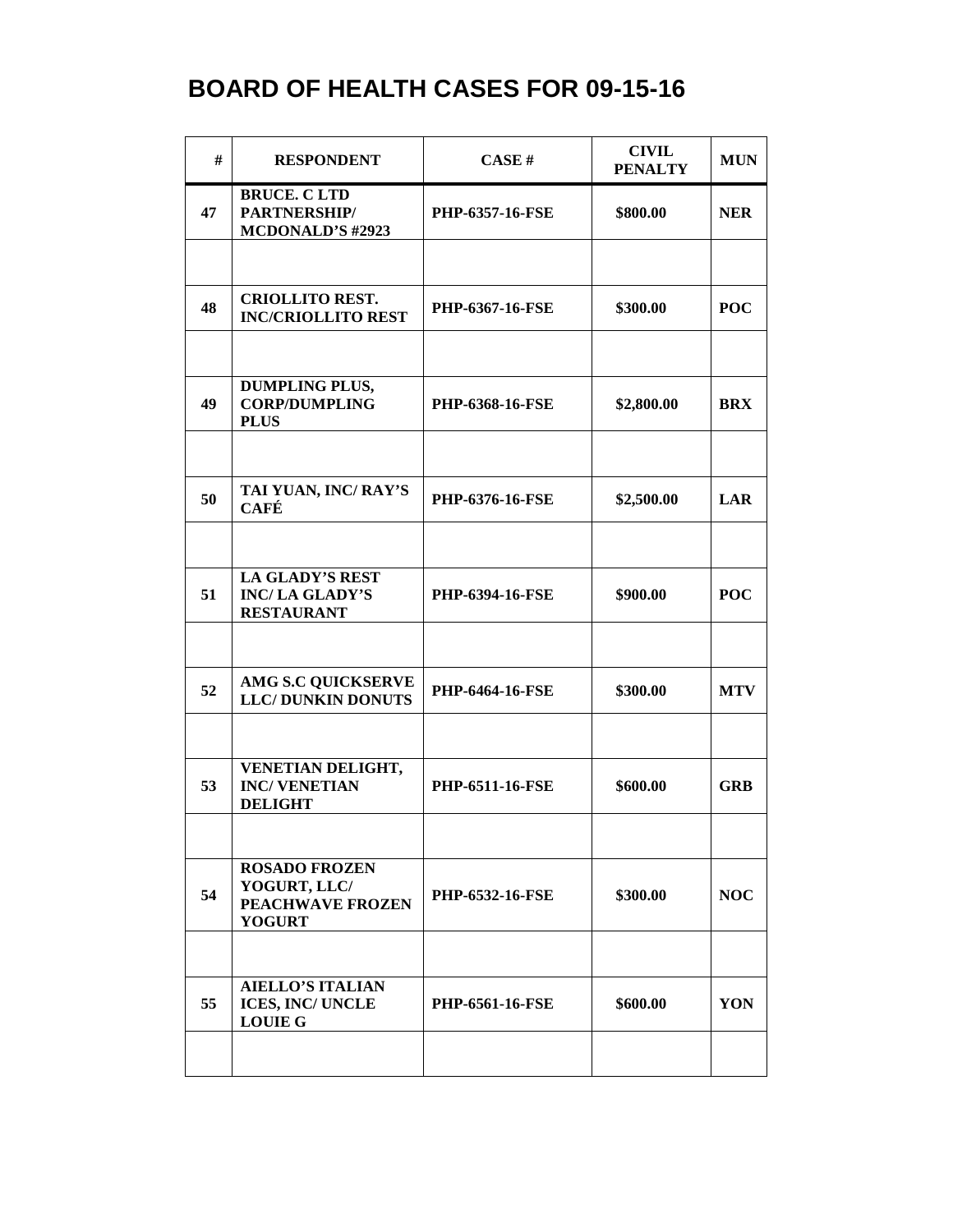# BOARD OF HEALTH CASES FOR 09-15-16

| # | RESPONDENT | CASE # | CIVIL PENALTY | MUN |
|---|---|---|---|---|
| 47 | BRUCE. C LTD PARTNERSHIP/ MCDONALD'S #2923 | PHP-6357-16-FSE | \$800.00 | NER |
| | | | | |
| 48 | CRIOLLITO REST. INC/CRIOLLITO REST | PHP-6367-16-FSE | \$300.00 | POC |
| | | | | |
| 49 | DUMPLING PLUS, CORP/DUMPLING PLUS | PHP-6368-16-FSE | \$2,800.00 | BRX |
| | | | | |
| 50 | TAI YUAN, INC/ RAY'S CAFÉ | PHP-6376-16-FSE | \$2,500.00 | LAR |
| | | | | |
| 51 | LA GLADY'S REST INC/ LA GLADY'S RESTAURANT | PHP-6394-16-FSE | \$900.00 | POC |
| | | | | |
| 52 | AMG S.C QUICKSERVE LLC/ DUNKIN DONUTS | PHP-6464-16-FSE | \$300.00 | MTV |
| | | | | |
| 53 | VENETIAN DELIGHT, INC/ VENETIAN DELIGHT | PHP-6511-16-FSE | \$600.00 | GRB |
| | | | | |
| 54 | ROSADO FROZEN YOGURT, LLC/ PEACHWAVE FROZEN YOGURT | PHP-6532-16-FSE | \$300.00 | NOC |
| | | | | |
| 55 | AIELLO'S ITALIAN ICES, INC/ UNCLE LOUIE G | PHP-6561-16-FSE | \$600.00 | YON |
| | | | | |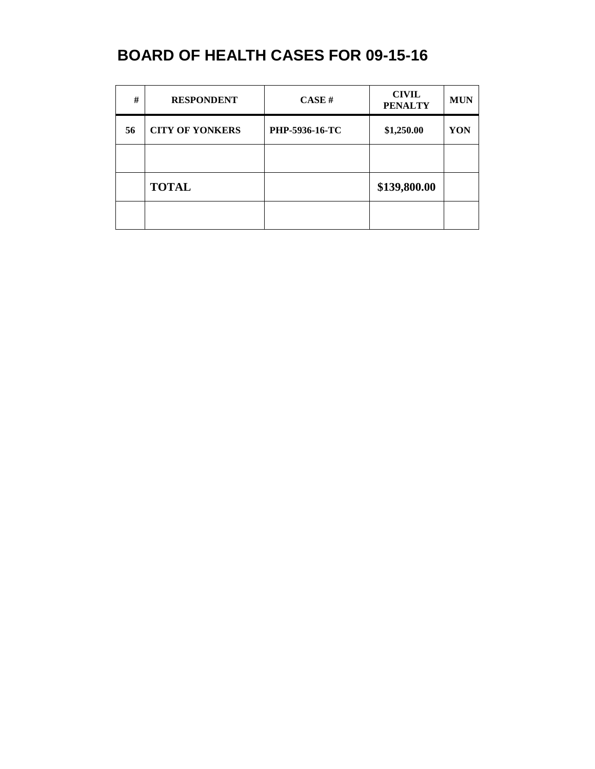# BOARD OF HEALTH CASES FOR 09-15-16

| # | RESPONDENT | CASE # | CIVIL PENALTY | MUN |
|---|---|---|---|---|
| 56 | CITY OF YONKERS | PHP-5936-16-TC | $1,250.00 | YON |
| | | | | |
| | **TOTAL** | | **$139,800.00** | |
| | | | | |